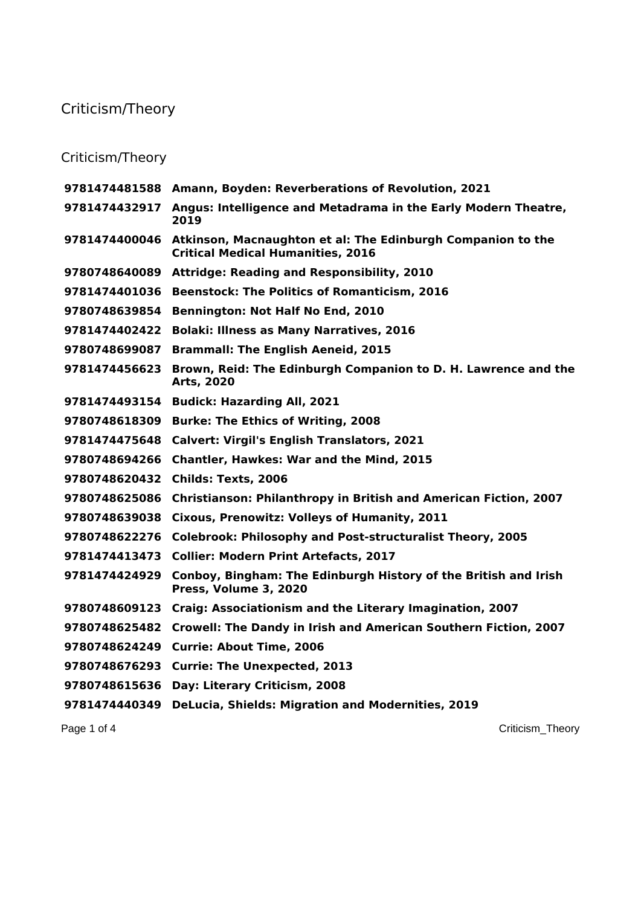# Criticism/Theory

## Criticism/Theory

| | |
|---|---|
| **9781474481588** | **Amann, Boyden: Reverberations of Revolution, 2021** |
| **9781474432917** | **Angus: Intelligence and Metadrama in the Early Modern Theatre, 2019** |
| **9781474400046** | **Atkinson, Macnaughton et al: The Edinburgh Companion to the Critical Medical Humanities, 2016** |
| **9780748640089** | **Attridge: Reading and Responsibility, 2010** |
| **9781474401036** | **Beenstock: The Politics of Romanticism, 2016** |
| **9780748639854** | **Bennington: Not Half No End, 2010** |
| **9781474402422** | **Bolaki: Illness as Many Narratives, 2016** |
| **9780748699087** | **Brammall: The English Aeneid, 2015** |
| **9781474456623** | **Brown, Reid: The Edinburgh Companion to D. H. Lawrence and the Arts, 2020** |
| **9781474493154** | **Budick: Hazarding All, 2021** |
| **9780748618309** | **Burke: The Ethics of Writing, 2008** |
| **9781474475648** | **Calvert: Virgil's English Translators, 2021** |
| **9780748694266** | **Chantler, Hawkes: War and the Mind, 2015** |
| **9780748620432** | **Childs: Texts, 2006** |
| **9780748625086** | **Christianson: Philanthropy in British and American Fiction, 2007** |
| **9780748639038** | **Cixous, Prenowitz: Volleys of Humanity, 2011** |
| **9780748622276** | **Colebrook: Philosophy and Post-structuralist Theory, 2005** |
| **9781474413473** | **Collier: Modern Print Artefacts, 2017** |
| **9781474424929** | **Conboy, Bingham: The Edinburgh History of the British and Irish Press, Volume 3, 2020** |
| **9780748609123** | **Craig: Associationism and the Literary Imagination, 2007** |
| **9780748625482** | **Crowell: The Dandy in Irish and American Southern Fiction, 2007** |
| **9780748624249** | **Currie: About Time, 2006** |
| **9780748676293** | **Currie: The Unexpected, 2013** |
| **9780748615636** | **Day: Literary Criticism, 2008** |
| **9781474440349** | **DeLucia, Shields: Migration and Modernities, 2019** |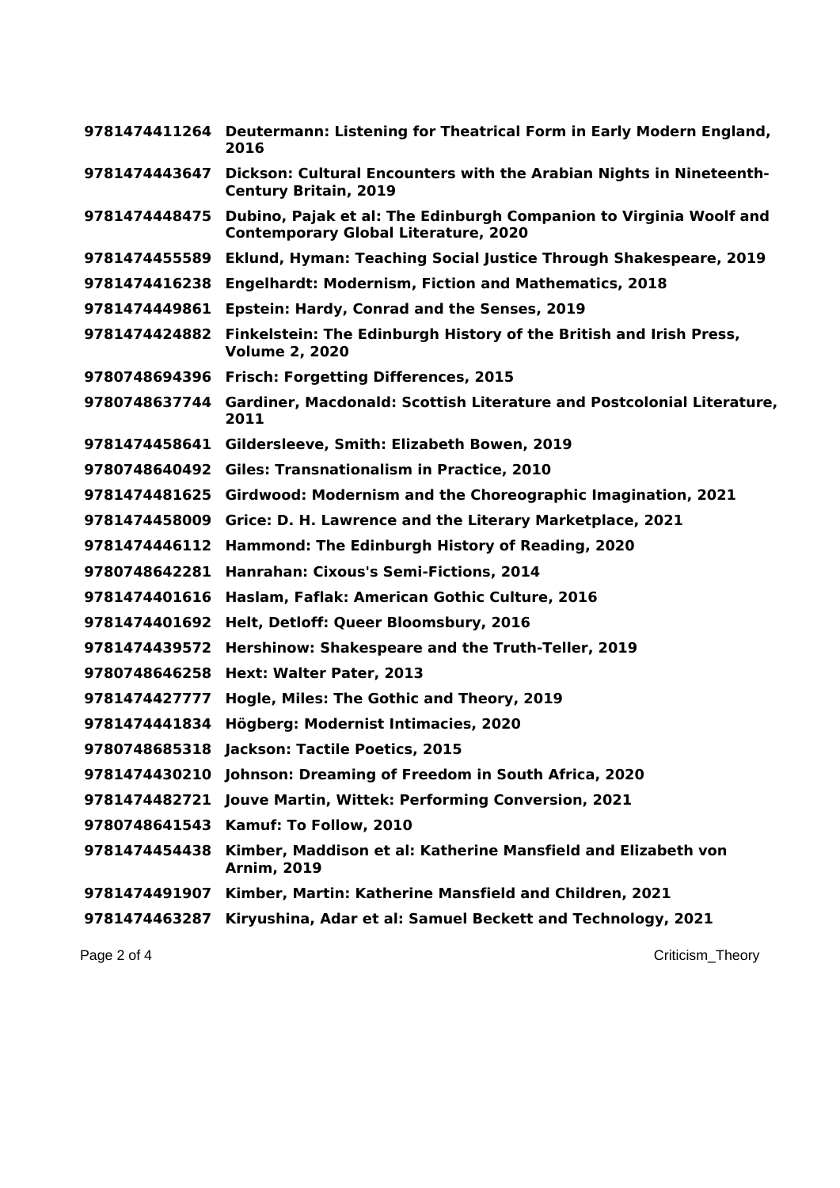| | |
|---|---|
| **9781474411264** | **Deutermann: Listening for Theatrical Form in Early Modern England, 2016** |
| **9781474443647** | **Dickson: Cultural Encounters with the Arabian Nights in Nineteenth-Century Britain, 2019** |
| **9781474448475** | **Dubino, Pajak et al: The Edinburgh Companion to Virginia Woolf and Contemporary Global Literature, 2020** |
| **9781474455589** | **Eklund, Hyman: Teaching Social Justice Through Shakespeare, 2019** |
| **9781474416238** | **Engelhardt: Modernism, Fiction and Mathematics, 2018** |
| **9781474449861** | **Epstein: Hardy, Conrad and the Senses, 2019** |
| **9781474424882** | **Finkelstein: The Edinburgh History of the British and Irish Press, Volume 2, 2020** |
| **9780748694396** | **Frisch: Forgetting Differences, 2015** |
| **9780748637744** | **Gardiner, Macdonald: Scottish Literature and Postcolonial Literature, 2011** |
| **9781474458641** | **Gildersleeve, Smith: Elizabeth Bowen, 2019** |
| **9780748640492** | **Giles: Transnationalism in Practice, 2010** |
| **9781474481625** | **Girdwood: Modernism and the Choreographic Imagination, 2021** |
| **9781474458009** | **Grice: D. H. Lawrence and the Literary Marketplace, 2021** |
| **9781474446112** | **Hammond: The Edinburgh History of Reading, 2020** |
| **9780748642281** | **Hanrahan: Cixous's Semi-Fictions, 2014** |
| **9781474401616** | **Haslam, Faflak: American Gothic Culture, 2016** |
| **9781474401692** | **Helt, Detloff: Queer Bloomsbury, 2016** |
| **9781474439572** | **Hershinow: Shakespeare and the Truth-Teller, 2019** |
| **9780748646258** | **Hext: Walter Pater, 2013** |
| **9781474427777** | **Hogle, Miles: The Gothic and Theory, 2019** |
| **9781474441834** | **Högberg: Modernist Intimacies, 2020** |
| **9780748685318** | **Jackson: Tactile Poetics, 2015** |
| **9781474430210** | **Johnson: Dreaming of Freedom in South Africa, 2020** |
| **9781474482721** | **Jouve Martin, Wittek: Performing Conversion, 2021** |
| **9780748641543** | **Kamuf: To Follow, 2010** |
| **9781474454438** | **Kimber, Maddison et al: Katherine Mansfield and Elizabeth von Arnim, 2019** |
| **9781474491907** | **Kimber, Martin: Katherine Mansfield and Children, 2021** |
| **9781474463287** | **Kiryushina, Adar et al: Samuel Beckett and Technology, 2021** |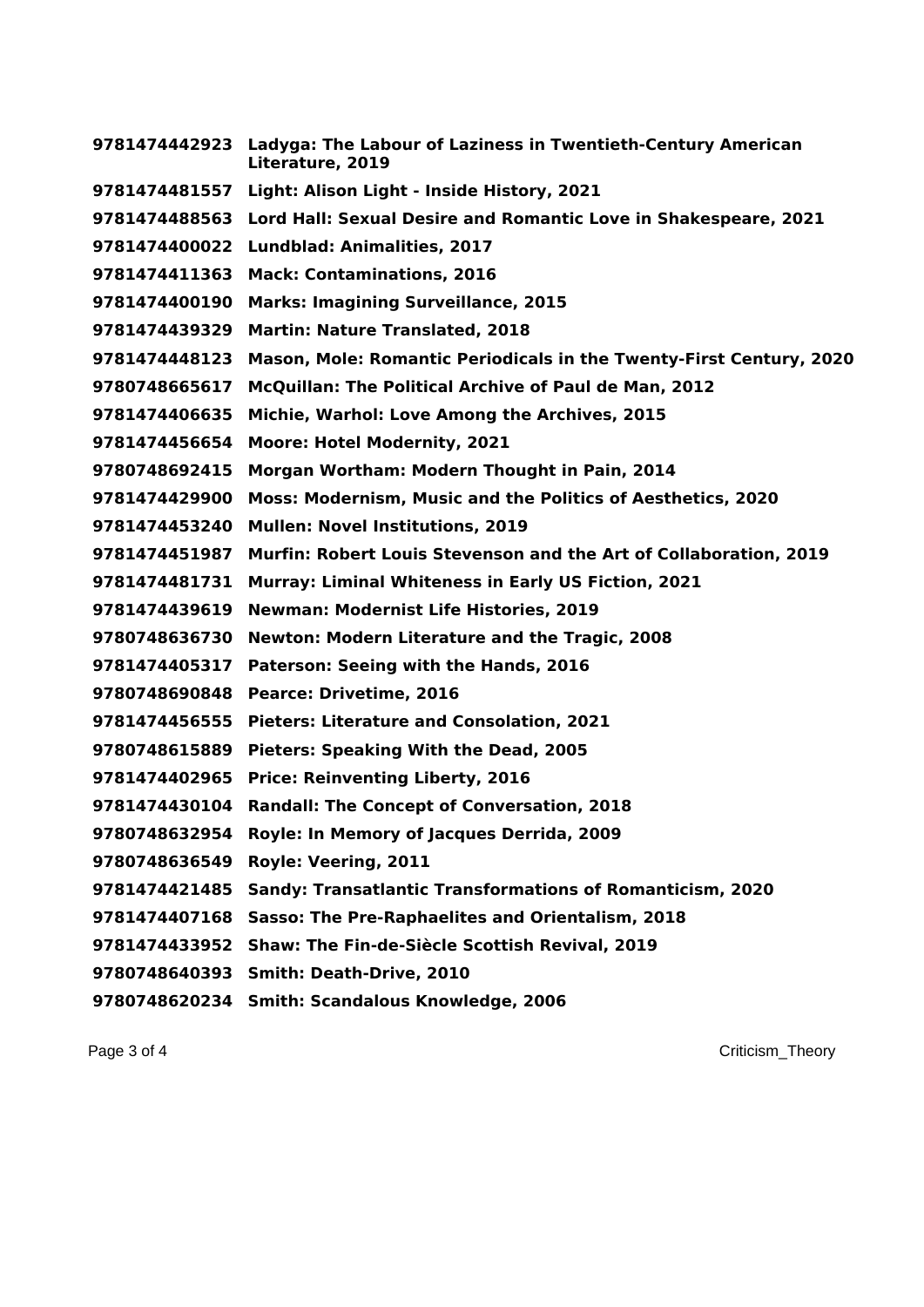**9781474442923 Ladyga: The Labour of Laziness in Twentieth-Century American Literature, 2019**

**9781474481557 Light: Alison Light - Inside History, 2021**

**9781474488563 Lord Hall: Sexual Desire and Romantic Love in Shakespeare, 2021**

**9781474400022 Lundblad: Animalities, 2017**

**9781474411363 Mack: Contaminations, 2016**

**9781474400190 Marks: Imagining Surveillance, 2015**

**9781474439329 Martin: Nature Translated, 2018**

**9781474448123 Mason, Mole: Romantic Periodicals in the Twenty-First Century, 2020**

**9780748665617 McQuillan: The Political Archive of Paul de Man, 2012**

**9781474406635 Michie, Warhol: Love Among the Archives, 2015**

**9781474456654 Moore: Hotel Modernity, 2021**

**9780748692415 Morgan Wortham: Modern Thought in Pain, 2014**

**9781474429900 Moss: Modernism, Music and the Politics of Aesthetics, 2020**

**9781474453240 Mullen: Novel Institutions, 2019**

**9781474451987 Murfin: Robert Louis Stevenson and the Art of Collaboration, 2019**

**9781474481731 Murray: Liminal Whiteness in Early US Fiction, 2021**

**9781474439619 Newman: Modernist Life Histories, 2019**

**9780748636730 Newton: Modern Literature and the Tragic, 2008**

**9781474405317 Paterson: Seeing with the Hands, 2016**

**9780748690848 Pearce: Drivetime, 2016**

**9781474456555 Pieters: Literature and Consolation, 2021**

**9780748615889 Pieters: Speaking With the Dead, 2005**

**9781474402965 Price: Reinventing Liberty, 2016**

**9781474430104 Randall: The Concept of Conversation, 2018**

**9780748632954 Royle: In Memory of Jacques Derrida, 2009**

**9780748636549 Royle: Veering, 2011**

**9781474421485 Sandy: Transatlantic Transformations of Romanticism, 2020**

**9781474407168 Sasso: The Pre-Raphaelites and Orientalism, 2018**

**9781474433952 Shaw: The Fin-de-Siècle Scottish Revival, 2019**

**9780748640393 Smith: Death-Drive, 2010**

**9780748620234 Smith: Scandalous Knowledge, 2006**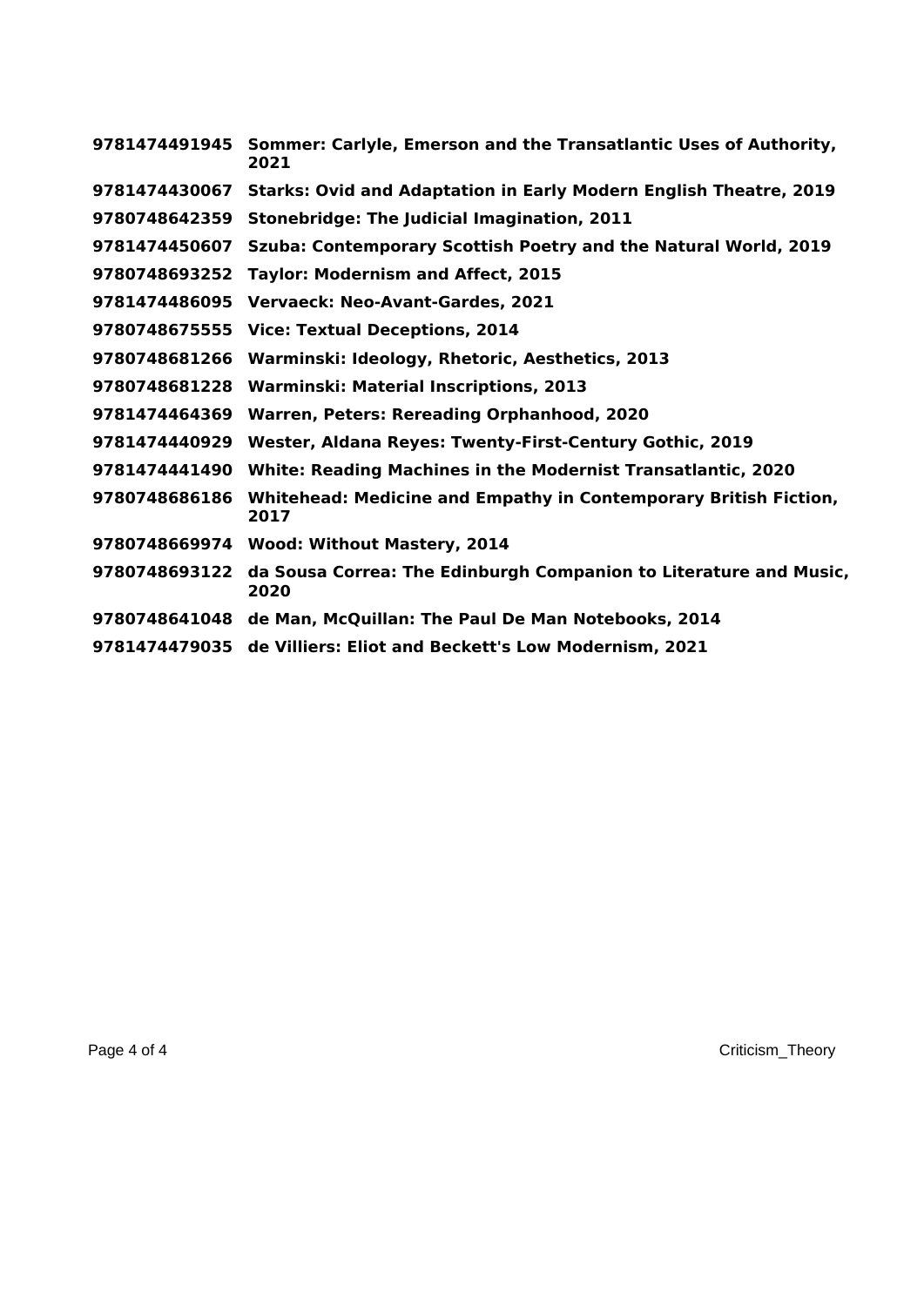| | |
|---|---|
| **9781474491945** | **Sommer: Carlyle, Emerson and the Transatlantic Uses of Authority, 2021** |
| **9781474430067** | **Starks: Ovid and Adaptation in Early Modern English Theatre, 2019** |
| **9780748642359** | **Stonebridge: The Judicial Imagination, 2011** |
| **9781474450607** | **Szuba: Contemporary Scottish Poetry and the Natural World, 2019** |
| **9780748693252** | **Taylor: Modernism and Affect, 2015** |
| **9781474486095** | **Vervaeck: Neo-Avant-Gardes, 2021** |
| **9780748675555** | **Vice: Textual Deceptions, 2014** |
| **9780748681266** | **Warminski: Ideology, Rhetoric, Aesthetics, 2013** |
| **9780748681228** | **Warminski: Material Inscriptions, 2013** |
| **9781474464369** | **Warren, Peters: Rereading Orphanhood, 2020** |
| **9781474440929** | **Wester, Aldana Reyes: Twenty-First-Century Gothic, 2019** |
| **9781474441490** | **White: Reading Machines in the Modernist Transatlantic, 2020** |
| **9780748686186** | **Whitehead: Medicine and Empathy in Contemporary British Fiction, 2017** |
| **9780748669974** | **Wood: Without Mastery, 2014** |
| **9780748693122** | **da Sousa Correa: The Edinburgh Companion to Literature and Music, 2020** |
| **9780748641048** | **de Man, McQuillan: The Paul De Man Notebooks, 2014** |
| **9781474479035** | **de Villiers: Eliot and Beckett's Low Modernism, 2021** |